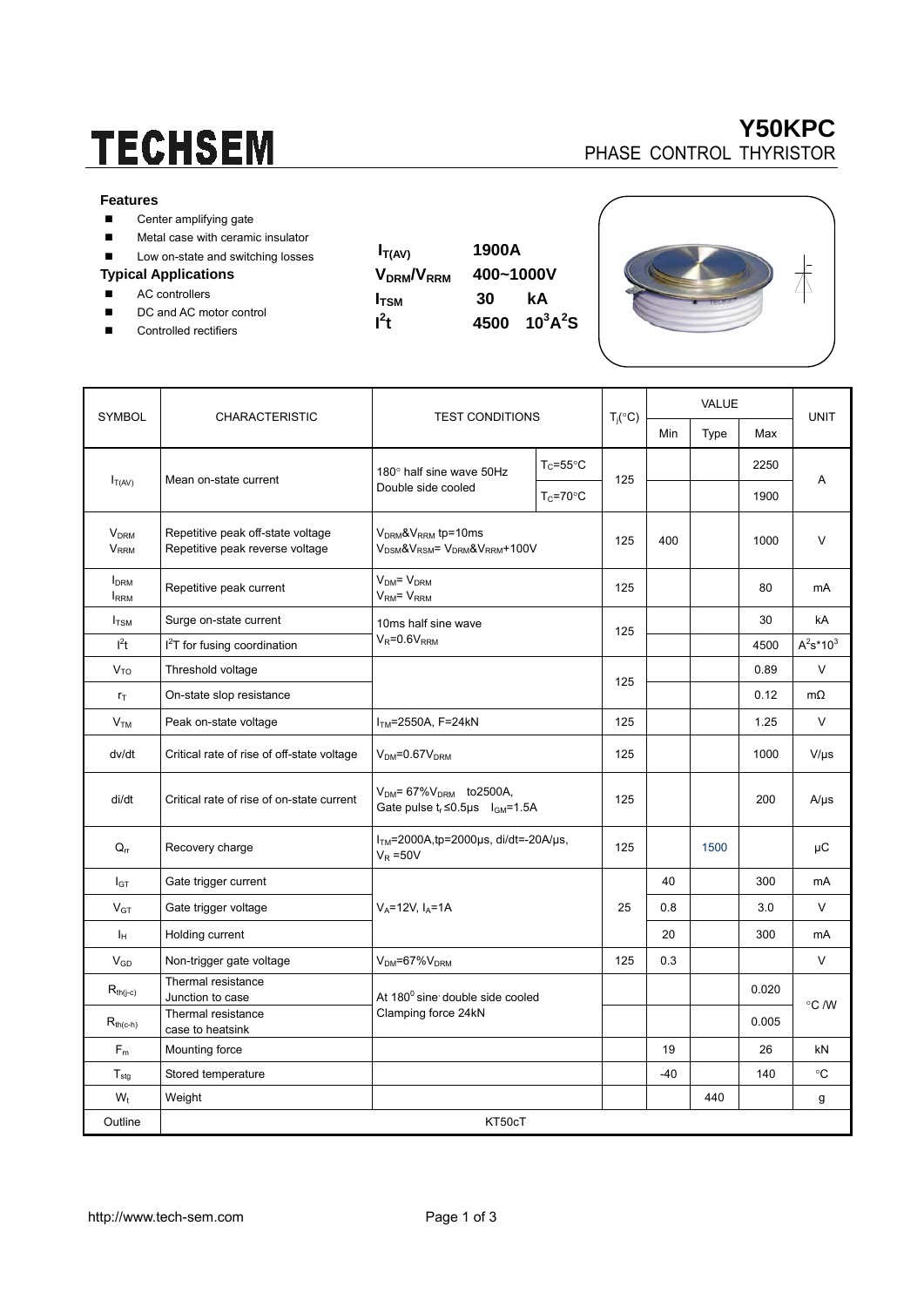# TECHSEM

## Y50KPC

PHASE CONTROL THYRISTOR

### Features

- Center amplifying gate
- Metal case with ceramic insulator
- Low on-state and switching losses

### Typical Applications

- AC controllers
- DC and AC motor control
- Controlled rectifiers

| | |
|---|---|
| $I_{T(AV)}$ | **1900A** |
| $V_{DRM}/V_{RRM}$ | **400~1000V** |
| $I_{TSM}$ | **30 kA** |
| $I^2t$ | **4500 $10^3A^2S$** |

| SYMBOL | CHARACTERISTIC | TEST CONDITIONS | | $T_j$(°C) | VALUE Min | Type | Max | UNIT |
|---|---|---|---|---|---|---|---|---|
| $I_{T(AV)}$ | Mean on-state current | 180° half sine wave 50Hz Double side cooled | $T_C$=55°C | 125 | | | 2250 | A |
| | | | $T_C$=70°C | | | | 1900 | |
| $V_{DRM}$ $V_{RRM}$ | Repetitive peak off-state voltage Repetitive peak reverse voltage | $V_{DRM}$&$V_{RRM}$ tp=10ms $V_{DSM}$&$V_{RSM}$= $V_{DRM}$&$V_{RRM}$+100V | | 125 | 400 | | 1000 | V |
| $I_{DRM}$ $I_{RRM}$ | Repetitive peak current | $V_{DM}$= $V_{DRM}$ $V_{RM}$= $V_{RRM}$ | | 125 | | | 80 | mA |
| $I_{TSM}$ | Surge on-state current | 10ms half sine wave $V_R$=0.6$V_{RRM}$ | | 125 | | | 30 | kA |
| $I^2t$ | $I^2T$ for fusing coordination | | | | | | 4500 | $A^2s*10^3$ |
| $V_{TO}$ | Threshold voltage | | | 125 | | | 0.89 | V |
| $r_T$ | On-state slop resistance | | | | | | 0.12 | mΩ |
| $V_{TM}$ | Peak on-state voltage | $I_{TM}$=2550A, F=24kN | | 125 | | | 1.25 | V |
| dv/dt | Critical rate of rise of off-state voltage | $V_{DM}$=0.67$V_{DRM}$ | | 125 | | | 1000 | V/μs |
| di/dt | Critical rate of rise of on-state current | $V_{DM}$= 67%$V_{DRM}$ to2500A, Gate pulse $t_r$≤0.5μs $I_{GM}$=1.5A | | 125 | | | 200 | A/μs |
| $Q_{rr}$ | Recovery charge | $I_{TM}$=2000A,tp=2000μs, di/dt=-20A/μs, $V_R$ =50V | | 125 | | 1500 | | μC |
| $I_{GT}$ | Gate trigger current | $V_A$=12V, $I_A$=1A | | 25 | 40 | | 300 | mA |
| $V_{GT}$ | Gate trigger voltage | | | | 0.8 | | 3.0 | V |
| $I_H$ | Holding current | | | | 20 | | 300 | mA |
| $V_{GD}$ | Non-trigger gate voltage | $V_{DM}$=67%$V_{DRM}$ | | 125 | 0.3 | | | V |
| $R_{th(j-c)}$ | Thermal resistance Junction to case | At 180° sine double side cooled Clamping force 24kN | | | | | 0.020 | °C /W |
| $R_{th(c-h)}$ | Thermal resistance case to heatsink | | | | | | 0.005 | |
| $F_m$ | Mounting force | | | | 19 | | 26 | kN |
| $T_{stg}$ | Stored temperature | | | | -40 | | 140 | °C |
| $W_t$ | Weight | | | | | 440 | | g |
| Outline | KT50cT | | | | | | | |

http://www.tech-sem.com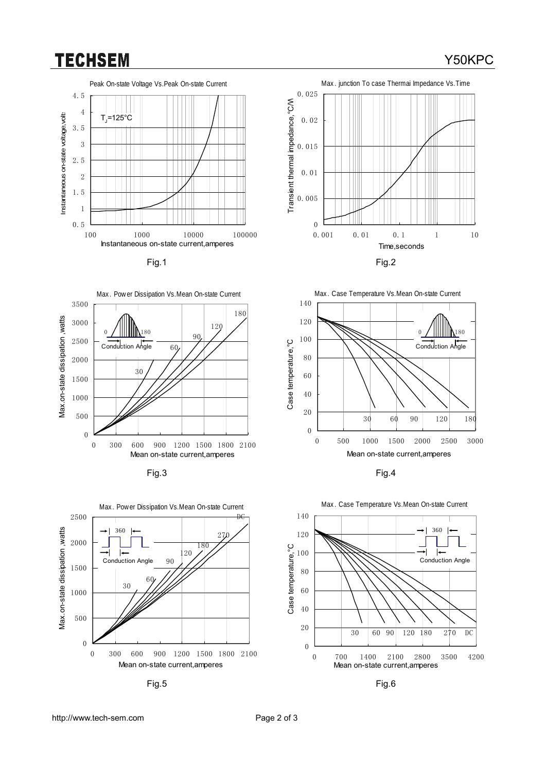Peak On-state Voltage Vs.Peak On-state Current

Fig.1

Max. junction To case Thermai Impedance Vs.Time

Fig.2

Max. Power Dissipation Vs.Mean On-state Current

Fig.3

Max. Case Temperature Vs.Mean On-state Current

Fig.4

Max. Power Dissipation Vs.Mean On-state Current

Fig.5

Max. Case Temperature Vs.Mean On-state Current

Fig.6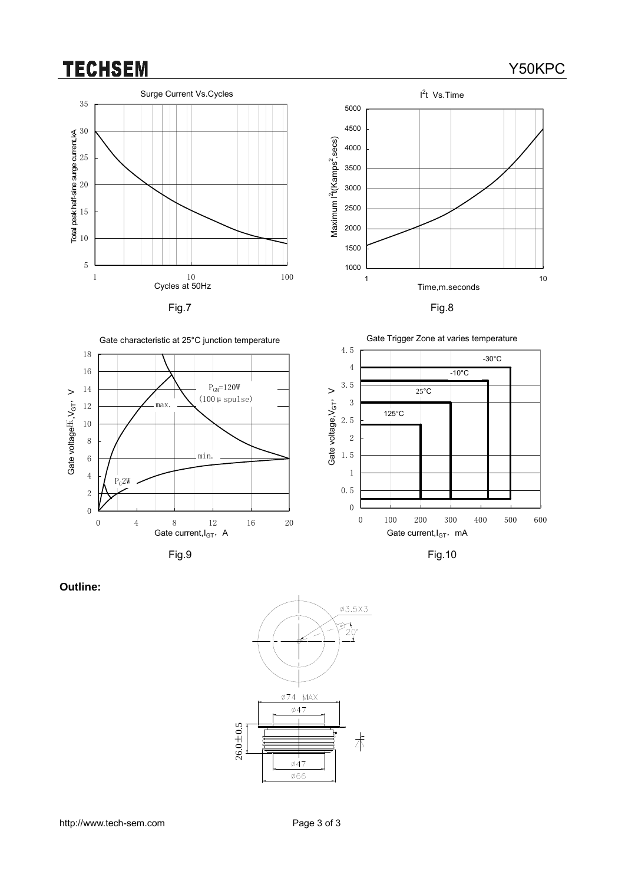Surge Current Vs.Cycles

Total peak half-sine surge current, kA

35
30
25
20
15
10
5

1
10
100

Cycles at 50Hz

Fig.7

$I^2t$ Vs.Time

Maximum $I^2t$(Kamps$^2$.secs)

5000
4500
4000
3500
3000
2500
2000
1500
1000

1
10

Time,m.seconds

Fig.8

Gate characteristic at 25°C junction temperature

Gate voltage, $V_{GT}$, V

18
16
14
12
10
8
6
4
2
0

0
4
8
12
16
20

Gate current, $I_{GT}$, A

$P_{GM}$=120W

(100 μ spulse)

max.

min.

$P_G$2W

Fig.9

Gate Trigger Zone at varies temperature

Gate voltage, $V_{GT}$, V

4.5
4
3.5
3
2.5
2
1.5
1
0.5
0

0
100
200
300
400
500
600

Gate current, $I_{GT}$, mA

-30°C

-10°C

25°C

125°C

Fig.10

**Outline:**

ø3.5X3

20°

ø74 MAX

ø47

26.0±0.5

ø47

ø66